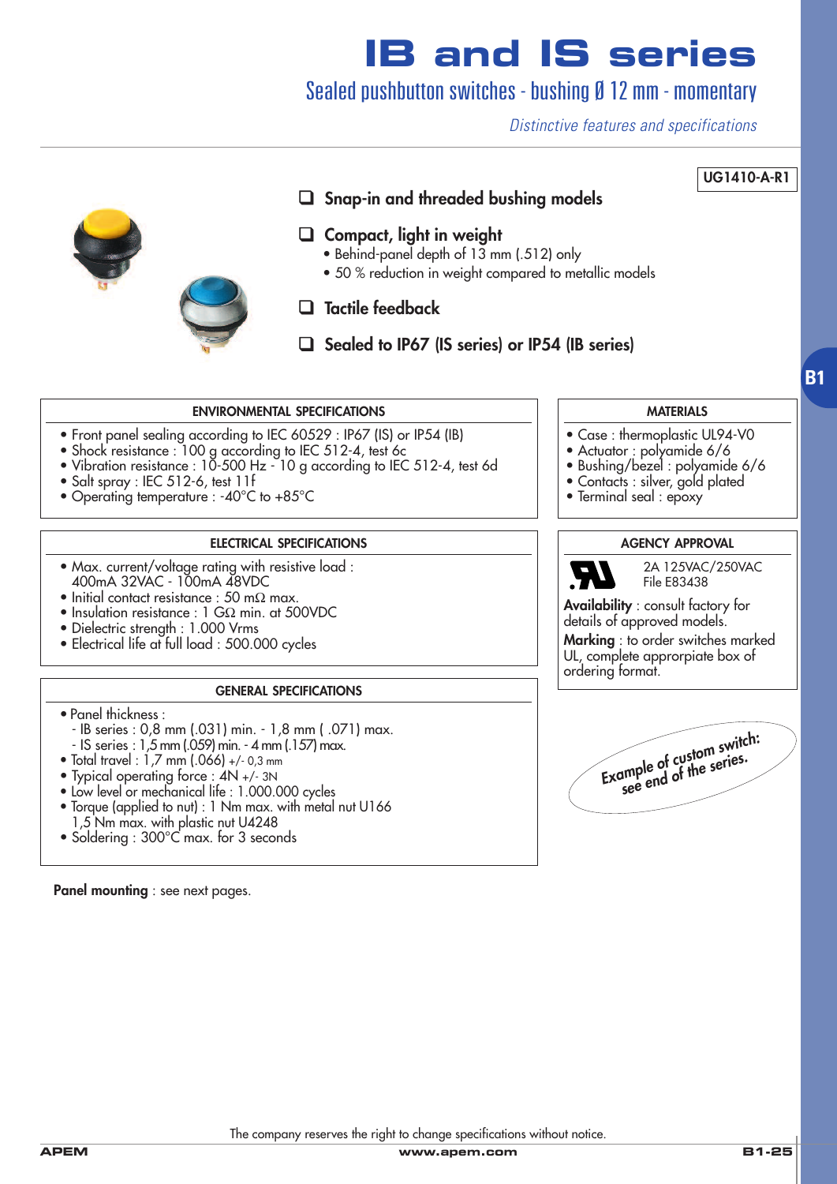# IB and IS series

## Sealed pushbutton switches - bushing Ø 12 mm - momentary

*Distinctive features and specifications*

UG1410-A-R1

- **Snap-in and threaded bushing models**
- **Compact, light in weight**
  - Behind-panel depth of 13 mm (.512) only
  - 50 % reduction in weight compared to metallic models
- **Tactile feedback**
- **Sealed to IP67 (IS series) or IP54 (IB series)**

### ENVIRONMENTAL SPECIFICATIONS

- Front panel sealing according to IEC 60529 : IP67 (IS) or IP54 (IB)
- Shock resistance : 100 g according to IEC 512-4, test 6c
- Vibration resistance : 10-500 Hz - 10 g according to IEC 512-4, test 6d
- Salt spray : IEC 512-6, test 11f
- Operating temperature : -40°C to +85°C

### MATERIALS

- Case : thermoplastic UL94-V0
- Actuator : polyamide 6/6
- Bushing/bezel : polyamide 6/6
- Contacts : silver, gold plated
- Terminal seal : epoxy

### ELECTRICAL SPECIFICATIONS

- Max. current/voltage rating with resistive load :
  400mA 32VAC - 100mA 48VDC
- Initial contact resistance : 50 mΩ max.
- Insulation resistance : 1 GΩ min. at 500VDC
- Dielectric strength : 1.000 Vrms
- Electrical life at full load : 500.000 cycles

### AGENCY APPROVAL

2A 125VAC/250VAC
File E83438

**Availability** : consult factory for details of approved models.

**Marking** : to order switches marked UL, complete approrpiate box of ordering format.

### GENERAL SPECIFICATIONS

- Panel thickness :
  - IB series : 0,8 mm (.031) min. - 1,8 mm ( .071) max.
  - IS series : 1,5 mm (.059) min. - 4 mm (.157) max.
- Total travel : 1,7 mm (.066) +/- 0,3 mm
- Typical operating force : 4N +/- 3N
- Low level or mechanical life : 1.000.000 cycles
- Torque (applied to nut) : 1 Nm max. with metal nut U166
  1,5 Nm max. with plastic nut U4248
- Soldering : 300°C max. for 3 seconds

*Example of custom switch: see end of the series.*

**Panel mounting** : see next pages.

The company reserves the right to change specifications without notice.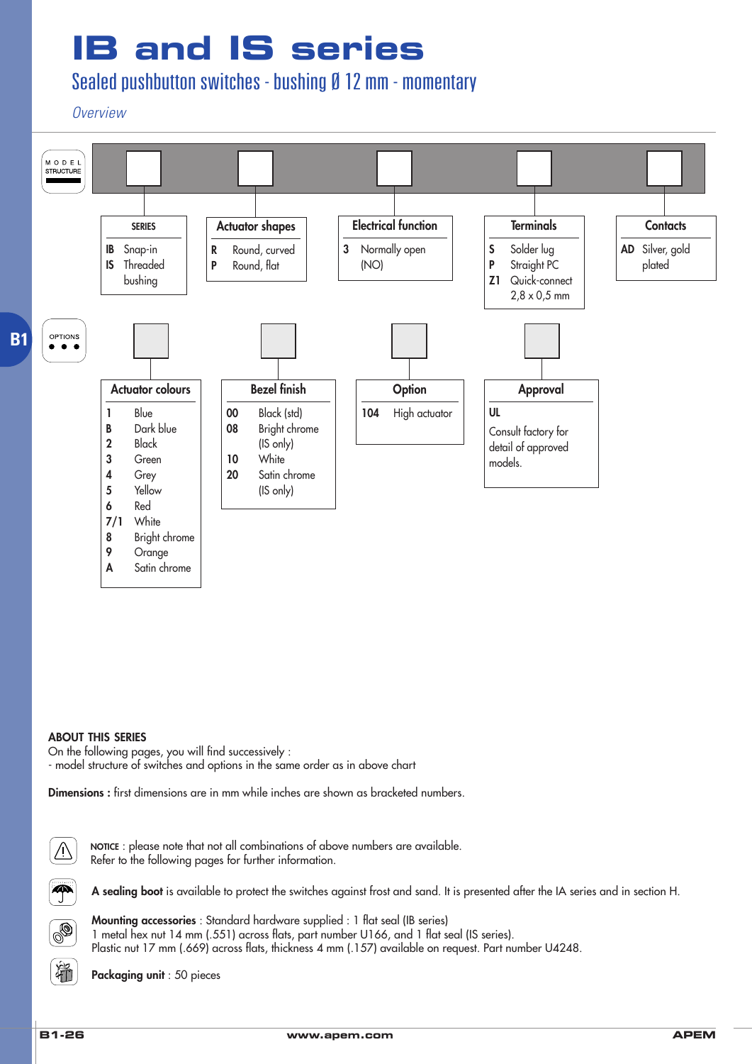# IB and IS series

## Sealed pushbutton switches - bushing Ø 12 mm - momentary

*Overview*

MODEL STRUCTURE

| SERIES | |
|---|---|
| IB | Snap-in |
| IS | Threaded bushing |

| Actuator shapes | |
|---|---|
| R | Round, curved |
| P | Round, flat |

| Electrical function | |
|---|---|
| 3 | Normally open (NO) |

| Terminals | |
|---|---|
| S | Solder lug |
| P | Straight PC |
| Z1 | Quick-connect 2,8 x 0,5 mm |

| Contacts | |
|---|---|
| AD | Silver, gold plated |

OPTIONS

| Actuator colours | |
|---|---|
| 1 | Blue |
| B | Dark blue |
| 2 | Black |
| 3 | Green |
| 4 | Grey |
| 5 | Yellow |
| 6 | Red |
| 7/1 | White |
| 8 | Bright chrome |
| 9 | Orange |
| A | Satin chrome |

| Bezel finish | |
|---|---|
| 00 | Black (std) |
| 08 | Bright chrome (IS only) |
| 10 | White |
| 20 | Satin chrome (IS only) |

| Option | |
|---|---|
| 104 | High actuator |

| Approval |
|---|
| UL |
| Consult factory for detail of approved models. |

**ABOUT THIS SERIES**

On the following pages, you will find successively :

- model structure of switches and options in the same order as in above chart

**Dimensions :** first dimensions are in mm while inches are shown as bracketed numbers.

**NOTICE** : please note that not all combinations of above numbers are available.
Refer to the following pages for further information.

**A sealing boot** is available to protect the switches against frost and sand. It is presented after the IA series and in section H.

**Mounting accessories** : Standard hardware supplied : 1 flat seal (IB series)
1 metal hex nut 14 mm (.551) across flats, part number U166, and 1 flat seal (IS series).
Plastic nut 17 mm (.669) across flats, thickness 4 mm (.157) available on request. Part number U4248.

**Packaging unit** : 50 pieces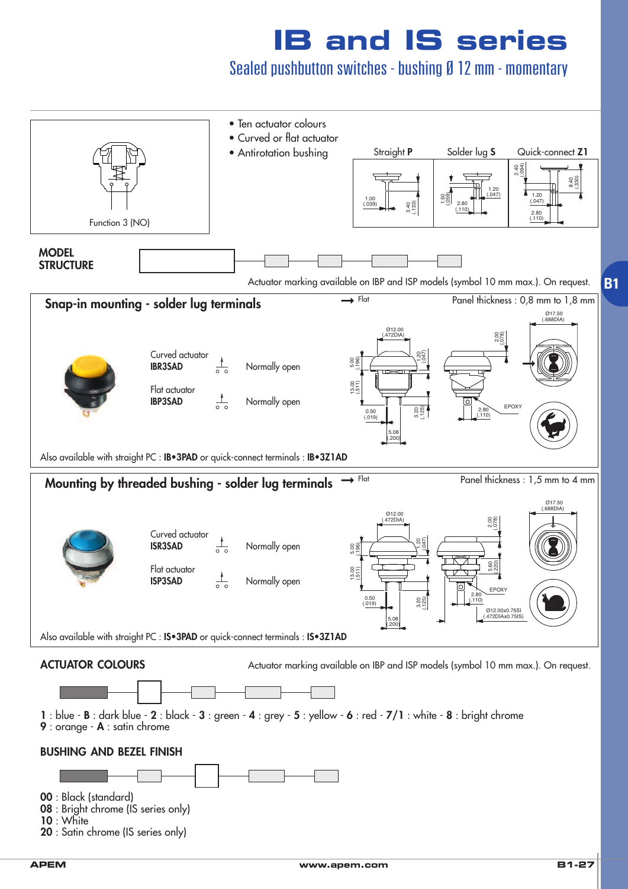# IB and IS series

## Sealed pushbutton switches - bushing Ø 12 mm - momentary

Function 3 (NO)

- Ten actuator colours
- Curved or flat actuator
- Antirotation bushing

Straight **P** | Solder lug **S** | Quick-connect **Z1**

## MODEL STRUCTURE

Actuator marking available on IBP and ISP models (symbol 10 mm max.). On request.

### Snap-in mounting - solder lug terminals

Panel thickness : 0,8 mm to 1,8 mm

| | | |
|---|---|---|
| Curved actuator **IBR3SAD** | | Normally open |
| Flat actuator **IBP3SAD** | | Normally open |

Also available with straight PC : **IB•3PAD** or quick-connect terminals : **IB•3Z1AD**

### Mounting by threaded bushing - solder lug terminals

Panel thickness : 1,5 mm to 4 mm

| | | |
|---|---|---|
| Curved actuator **ISR3SAD** | | Normally open |
| Flat actuator **ISP3SAD** | | Normally open |

Also available with straight PC : **IS•3PAD** or quick-connect terminals : **IS•3Z1AD**

## ACTUATOR COLOURS

Actuator marking available on IBP and ISP models (symbol 10 mm max.). On request.

**1** : blue - **B** : dark blue - **2** : black - **3** : green - **4** : grey - **5** : yellow - **6** : red - **7/1** : white - **8** : bright chrome
**9** : orange - **A** : satin chrome

## BUSHING AND BEZEL FINISH

**00** : Black (standard)
**08** : Bright chrome (IS series only)
**10** : White
**20** : Satin chrome (IS series only)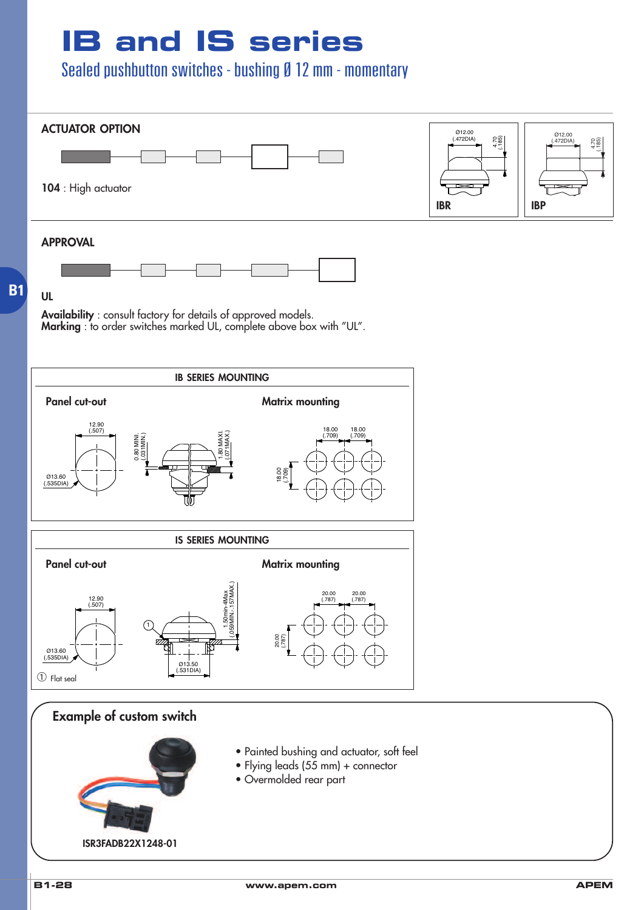# IB and IS series

## Sealed pushbutton switches - bushing Ø 12 mm - momentary

### ACTUATOR OPTION

**104** : High actuator

IBR — Ø12.00 (.472DIA), 4.70 (.185)

IBP — Ø12.00 (.472DIA), 4.70 (.185)

### APPROVAL

**UL**

**Availability** : consult factory for details of approved models.
**Marking** : to order switches marked UL, complete above box with "UL".

### IB SERIES MOUNTING

**Panel cut-out**

12.90 (.507)
Ø13.60 (.535DIA)
0.80 MINI. (.031MIN.)
1.80 MAXI. (.071MAX.)

**Matrix mounting**

18.00 (.709)
18.00 (.709)
18.00 (.709)

### IS SERIES MOUNTING

**Panel cut-out**

12.90 (.507)
Ø13.60 (.535DIA)
1.50min-4Max (.059MIN.-.157MAX.)
Ø13.50 (.531DIA)

① Flat seal

**Matrix mounting**

20.00 (.787)
20.00 (.787)
20.00 (.787)

### Example of custom switch

- Painted bushing and actuator, soft feel
- Flying leads (55 mm) + connector
- Overmolded rear part

ISR3FADB22X1248-01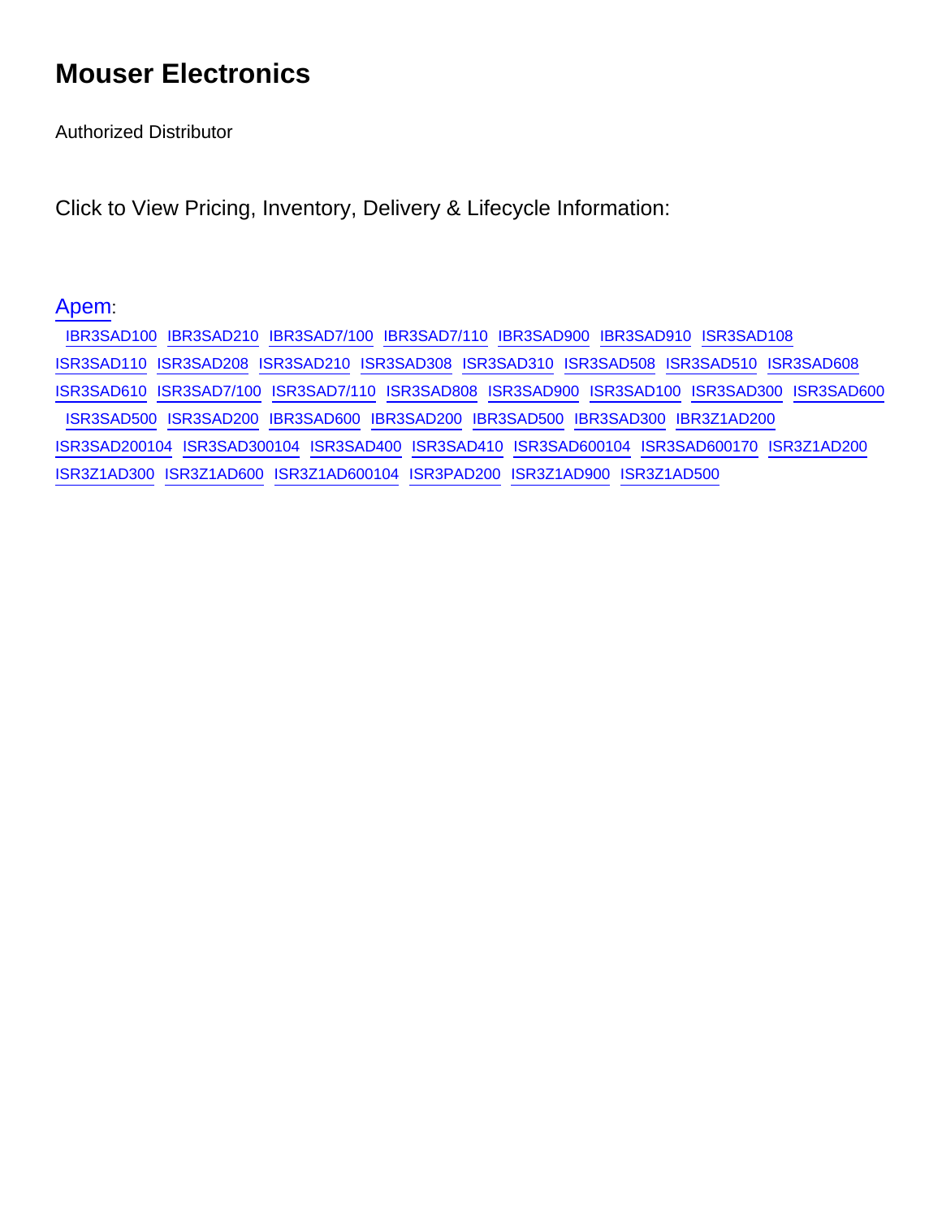# Mouser Electronics

Authorized Distributor

Click to View Pricing, Inventory, Delivery & Lifecycle Information:

Apem:

IBR3SAD100 IBR3SAD210 IBR3SAD7/100 IBR3SAD7/110 IBR3SAD900 IBR3SAD910 ISR3SAD108 ISR3SAD110 ISR3SAD208 ISR3SAD210 ISR3SAD308 ISR3SAD310 ISR3SAD508 ISR3SAD510 ISR3SAD608 ISR3SAD610 ISR3SAD7/100 ISR3SAD7/110 ISR3SAD808 ISR3SAD900 ISR3SAD100 ISR3SAD300 ISR3SAD600 ISR3SAD500 ISR3SAD200 IBR3SAD600 IBR3SAD200 IBR3SAD500 IBR3SAD300 IBR3Z1AD200 ISR3SAD200104 ISR3SAD300104 ISR3SAD400 ISR3SAD410 ISR3SAD600104 ISR3SAD600170 ISR3Z1AD200 ISR3Z1AD300 ISR3Z1AD600 ISR3Z1AD600104 ISR3PAD200 ISR3Z1AD900 ISR3Z1AD500